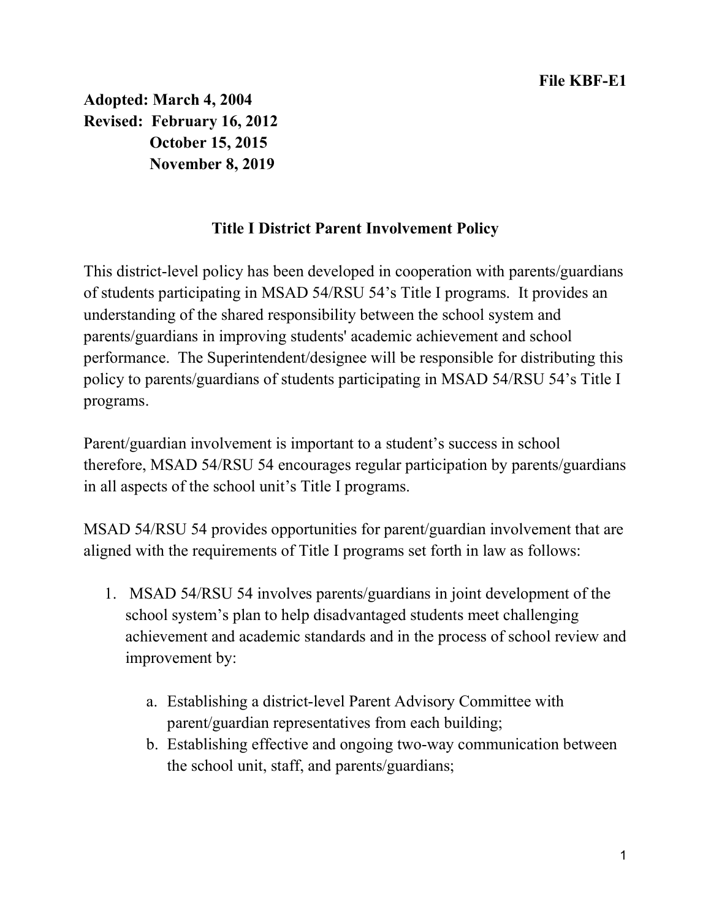**File KBF-E1**

**Adopted: March 4, 2004**
**Revised: February 16, 2012**
**October 15, 2015**
**November 8, 2019**

## Title I District Parent Involvement Policy

This district-level policy has been developed in cooperation with parents/guardians of students participating in MSAD 54/RSU 54's Title I programs. It provides an understanding of the shared responsibility between the school system and parents/guardians in improving students' academic achievement and school performance. The Superintendent/designee will be responsible for distributing this policy to parents/guardians of students participating in MSAD 54/RSU 54's Title I programs.

Parent/guardian involvement is important to a student's success in school therefore, MSAD 54/RSU 54 encourages regular participation by parents/guardians in all aspects of the school unit's Title I programs.

MSAD 54/RSU 54 provides opportunities for parent/guardian involvement that are aligned with the requirements of Title I programs set forth in law as follows:

1. MSAD 54/RSU 54 involves parents/guardians in joint development of the school system's plan to help disadvantaged students meet challenging achievement and academic standards and in the process of school review and improvement by:

    a. Establishing a district-level Parent Advisory Committee with parent/guardian representatives from each building;

    b. Establishing effective and ongoing two-way communication between the school unit, staff, and parents/guardians;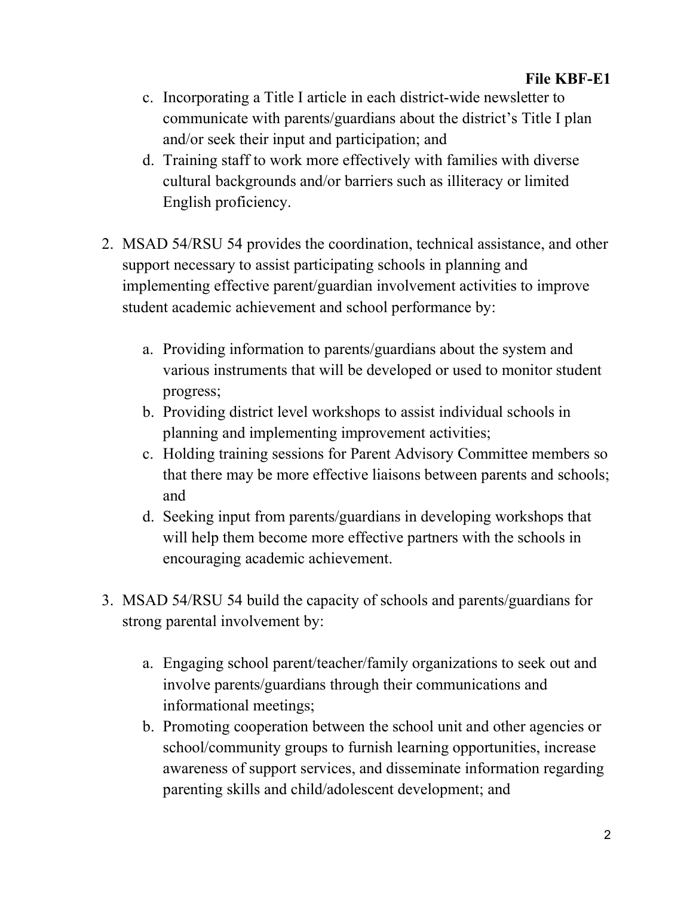c. Incorporating a Title I article in each district-wide newsletter to communicate with parents/guardians about the district's Title I plan and/or seek their input and participation; and
d. Training staff to work more effectively with families with diverse cultural backgrounds and/or barriers such as illiteracy or limited English proficiency.

2. MSAD 54/RSU 54 provides the coordination, technical assistance, and other support necessary to assist participating schools in planning and implementing effective parent/guardian involvement activities to improve student academic achievement and school performance by:

   a. Providing information to parents/guardians about the system and various instruments that will be developed or used to monitor student progress;
   b. Providing district level workshops to assist individual schools in planning and implementing improvement activities;
   c. Holding training sessions for Parent Advisory Committee members so that there may be more effective liaisons between parents and schools; and
   d. Seeking input from parents/guardians in developing workshops that will help them become more effective partners with the schools in encouraging academic achievement.

3. MSAD 54/RSU 54 build the capacity of schools and parents/guardians for strong parental involvement by:

   a. Engaging school parent/teacher/family organizations to seek out and involve parents/guardians through their communications and informational meetings;
   b. Promoting cooperation between the school unit and other agencies or school/community groups to furnish learning opportunities, increase awareness of support services, and disseminate information regarding parenting skills and child/adolescent development; and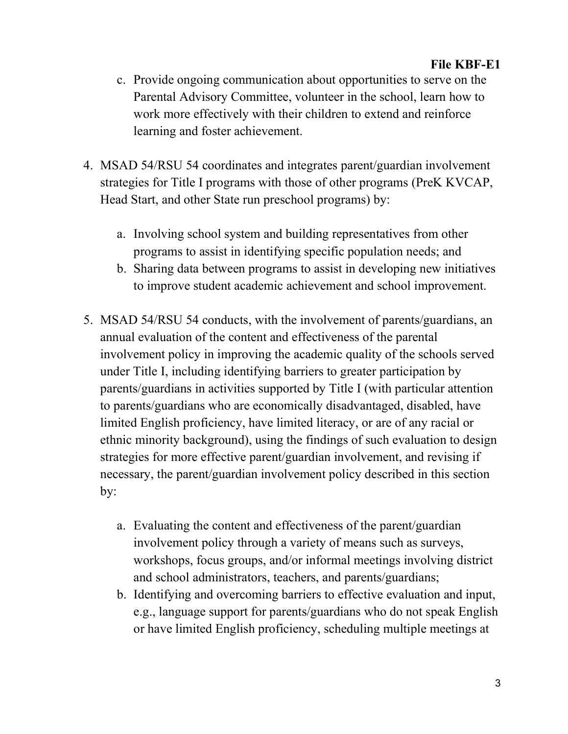c. Provide ongoing communication about opportunities to serve on the Parental Advisory Committee, volunteer in the school, learn how to work more effectively with their children to extend and reinforce learning and foster achievement.

4. MSAD 54/RSU 54 coordinates and integrates parent/guardian involvement strategies for Title I programs with those of other programs (PreK KVCAP, Head Start, and other State run preschool programs) by:

    a. Involving school system and building representatives from other programs to assist in identifying specific population needs; and
    b. Sharing data between programs to assist in developing new initiatives to improve student academic achievement and school improvement.

5. MSAD 54/RSU 54 conducts, with the involvement of parents/guardians, an annual evaluation of the content and effectiveness of the parental involvement policy in improving the academic quality of the schools served under Title I, including identifying barriers to greater participation by parents/guardians in activities supported by Title I (with particular attention to parents/guardians who are economically disadvantaged, disabled, have limited English proficiency, have limited literacy, or are of any racial or ethnic minority background), using the findings of such evaluation to design strategies for more effective parent/guardian involvement, and revising if necessary, the parent/guardian involvement policy described in this section by:

    a. Evaluating the content and effectiveness of the parent/guardian involvement policy through a variety of means such as surveys, workshops, focus groups, and/or informal meetings involving district and school administrators, teachers, and parents/guardians;
    b. Identifying and overcoming barriers to effective evaluation and input, e.g., language support for parents/guardians who do not speak English or have limited English proficiency, scheduling multiple meetings at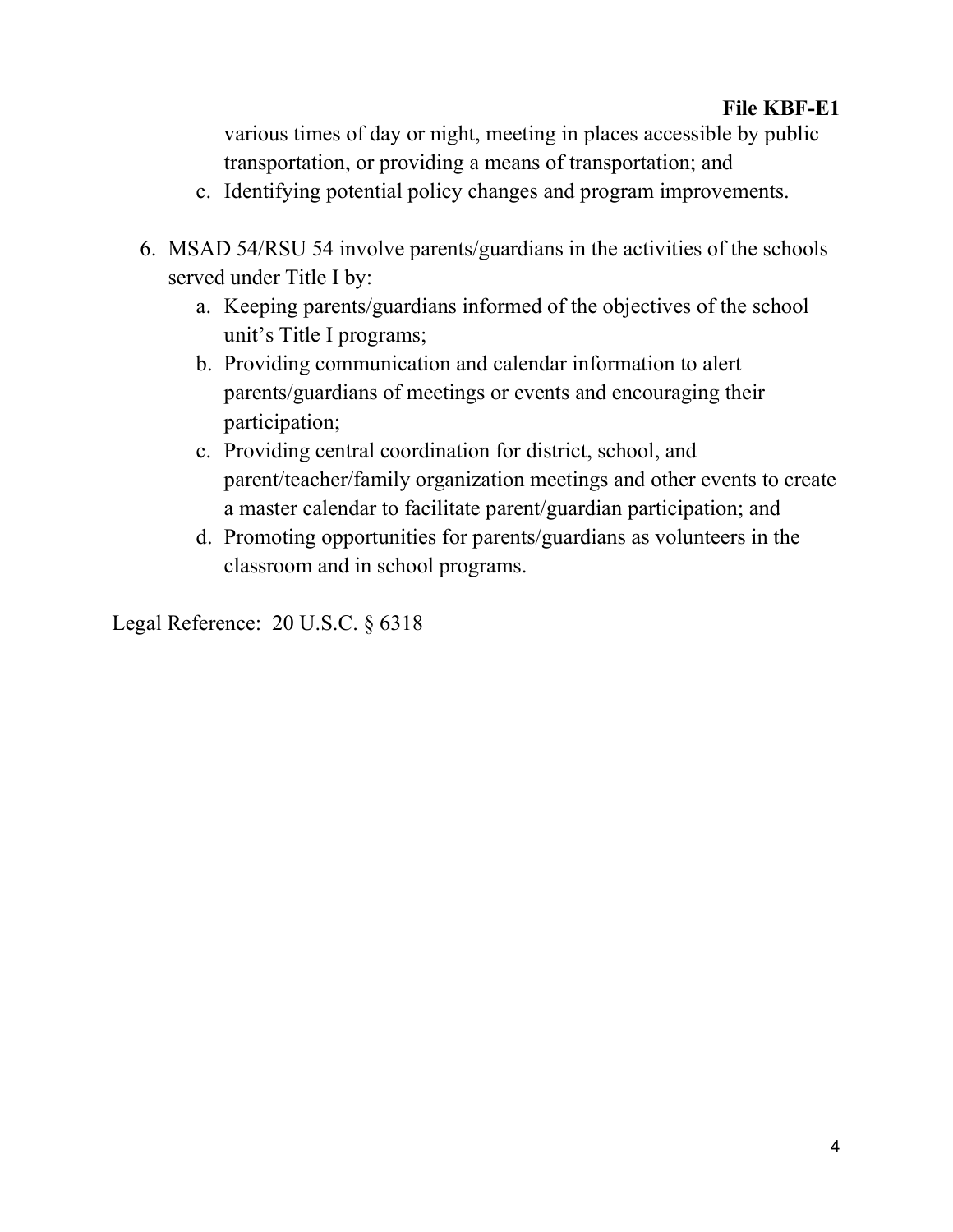various times of day or night, meeting in places accessible by public transportation, or providing a means of transportation; and

   c. Identifying potential policy changes and program improvements.

6. MSAD 54/RSU 54 involve parents/guardians in the activities of the schools served under Title I by:
   a. Keeping parents/guardians informed of the objectives of the school unit's Title I programs;
   b. Providing communication and calendar information to alert parents/guardians of meetings or events and encouraging their participation;
   c. Providing central coordination for district, school, and parent/teacher/family organization meetings and other events to create a master calendar to facilitate parent/guardian participation; and
   d. Promoting opportunities for parents/guardians as volunteers in the classroom and in school programs.

Legal Reference: 20 U.S.C. § 6318